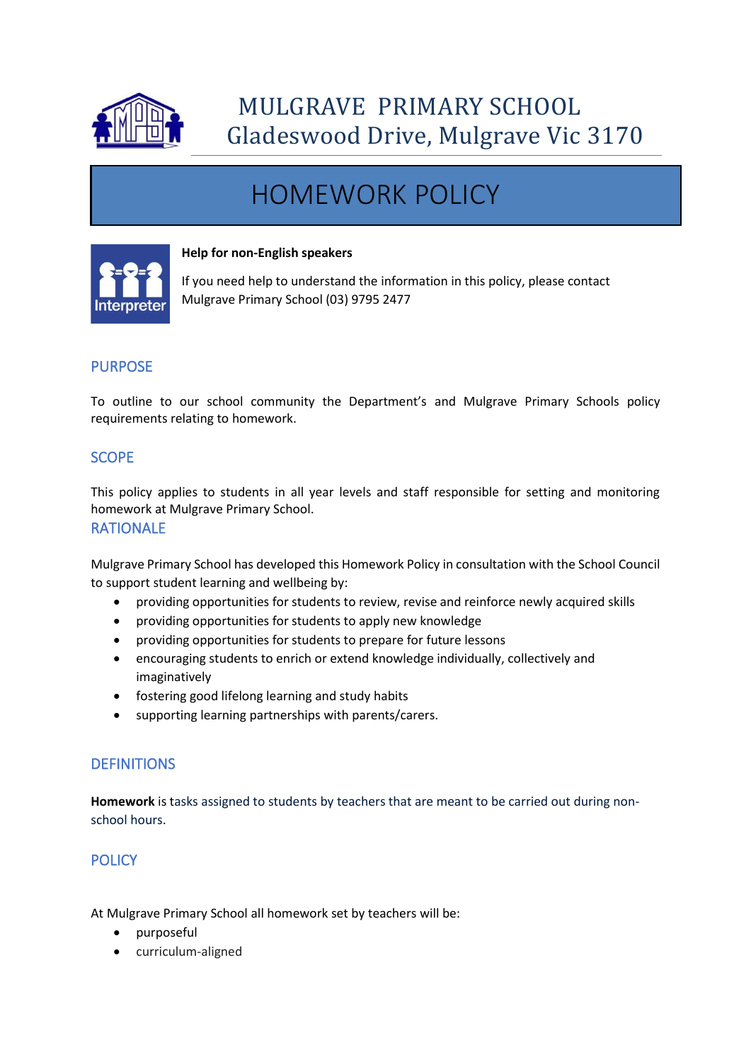# MULGRAVE PRIMARY SCHOOL
Gladeswood Drive, Mulgrave Vic 3170

# HOMEWORK POLICY

**Help for non-English speakers**

If you need help to understand the information in this policy, please contact Mulgrave Primary School (03) 9795 2477

## PURPOSE

To outline to our school community the Department's and Mulgrave Primary Schools policy requirements relating to homework.

## SCOPE

This policy applies to students in all year levels and staff responsible for setting and monitoring homework at Mulgrave Primary School.

## RATIONALE

Mulgrave Primary School has developed this Homework Policy in consultation with the School Council to support student learning and wellbeing by:

- providing opportunities for students to review, revise and reinforce newly acquired skills
- providing opportunities for students to apply new knowledge
- providing opportunities for students to prepare for future lessons
- encouraging students to enrich or extend knowledge individually, collectively and imaginatively
- fostering good lifelong learning and study habits
- supporting learning partnerships with parents/carers.

## DEFINITIONS

**Homework** is tasks assigned to students by teachers that are meant to be carried out during non-school hours.

## POLICY

At Mulgrave Primary School all homework set by teachers will be:

- purposeful
- curriculum-aligned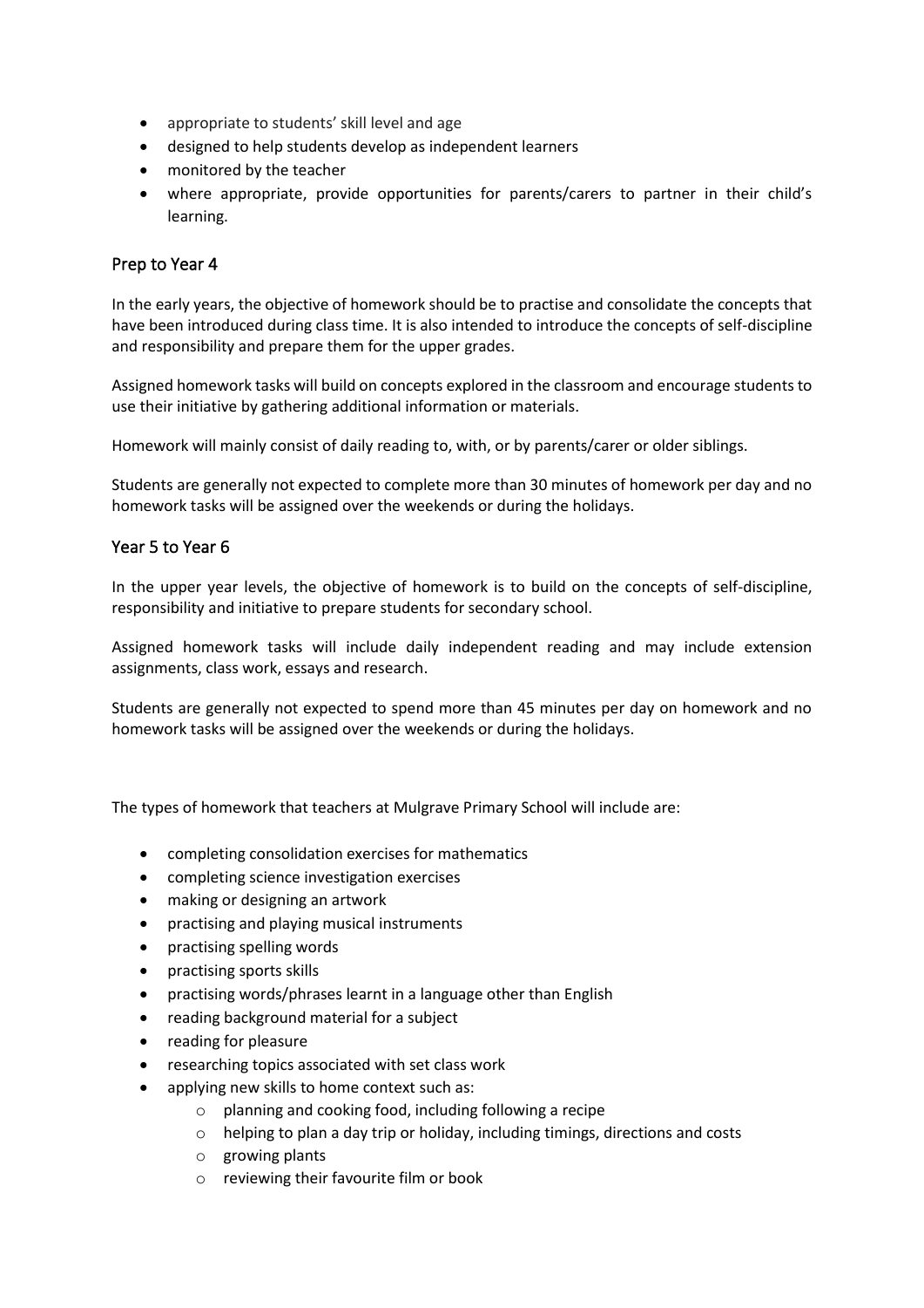- appropriate to students' skill level and age
- designed to help students develop as independent learners
- monitored by the teacher
- where appropriate, provide opportunities for parents/carers to partner in their child's learning.

## Prep to Year 4

In the early years, the objective of homework should be to practise and consolidate the concepts that have been introduced during class time. It is also intended to introduce the concepts of self-discipline and responsibility and prepare them for the upper grades.

Assigned homework tasks will build on concepts explored in the classroom and encourage students to use their initiative by gathering additional information or materials.

Homework will mainly consist of daily reading to, with, or by parents/carer or older siblings.

Students are generally not expected to complete more than 30 minutes of homework per day and no homework tasks will be assigned over the weekends or during the holidays.

## Year 5 to Year 6

In the upper year levels, the objective of homework is to build on the concepts of self-discipline, responsibility and initiative to prepare students for secondary school.

Assigned homework tasks will include daily independent reading and may include extension assignments, class work, essays and research.

Students are generally not expected to spend more than 45 minutes per day on homework and no homework tasks will be assigned over the weekends or during the holidays.

The types of homework that teachers at Mulgrave Primary School will include are:

- completing consolidation exercises for mathematics
- completing science investigation exercises
- making or designing an artwork
- practising and playing musical instruments
- practising spelling words
- practising sports skills
- practising words/phrases learnt in a language other than English
- reading background material for a subject
- reading for pleasure
- researching topics associated with set class work
- applying new skills to home context such as:
    - planning and cooking food, including following a recipe
    - helping to plan a day trip or holiday, including timings, directions and costs
    - growing plants
    - reviewing their favourite film or book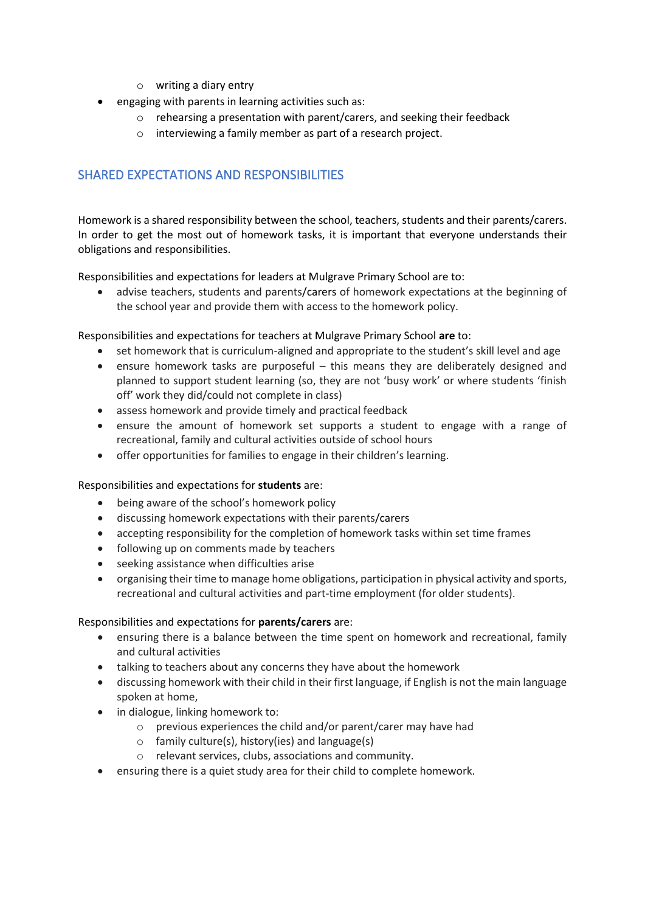- writing a diary entry
- engaging with parents in learning activities such as:
    - rehearsing a presentation with parent/carers, and seeking their feedback
    - interviewing a family member as part of a research project.

## SHARED EXPECTATIONS AND RESPONSIBILITIES

Homework is a shared responsibility between the school, teachers, students and their parents/carers. In order to get the most out of homework tasks, it is important that everyone understands their obligations and responsibilities.

Responsibilities and expectations for leaders at Mulgrave Primary School are to:

- advise teachers, students and parents/carers of homework expectations at the beginning of the school year and provide them with access to the homework policy.

Responsibilities and expectations for teachers at Mulgrave Primary School **are** to:

- set homework that is curriculum-aligned and appropriate to the student's skill level and age
- ensure homework tasks are purposeful – this means they are deliberately designed and planned to support student learning (so, they are not 'busy work' or where students 'finish off' work they did/could not complete in class)
- assess homework and provide timely and practical feedback
- ensure the amount of homework set supports a student to engage with a range of recreational, family and cultural activities outside of school hours
- offer opportunities for families to engage in their children's learning.

Responsibilities and expectations for **students** are:

- being aware of the school's homework policy
- discussing homework expectations with their parents/carers
- accepting responsibility for the completion of homework tasks within set time frames
- following up on comments made by teachers
- seeking assistance when difficulties arise
- organising their time to manage home obligations, participation in physical activity and sports, recreational and cultural activities and part-time employment (for older students).

Responsibilities and expectations for **parents/carers** are:

- ensuring there is a balance between the time spent on homework and recreational, family and cultural activities
- talking to teachers about any concerns they have about the homework
- discussing homework with their child in their first language, if English is not the main language spoken at home,
- in dialogue, linking homework to:
    - previous experiences the child and/or parent/carer may have had
    - family culture(s), history(ies) and language(s)
    - relevant services, clubs, associations and community.
- ensuring there is a quiet study area for their child to complete homework.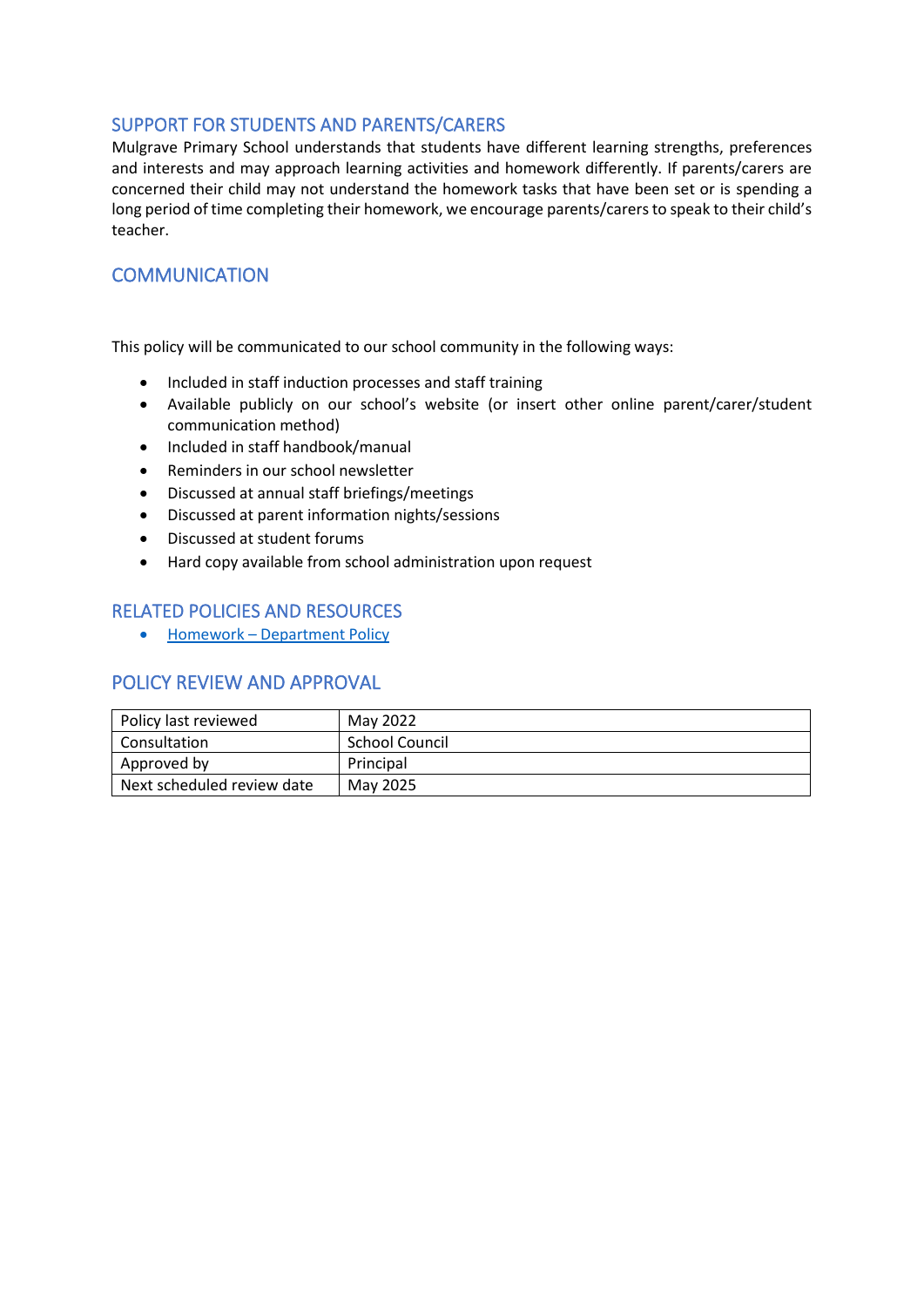## SUPPORT FOR STUDENTS AND PARENTS/CARERS

Mulgrave Primary School understands that students have different learning strengths, preferences and interests and may approach learning activities and homework differently. If parents/carers are concerned their child may not understand the homework tasks that have been set or is spending a long period of time completing their homework, we encourage parents/carers to speak to their child's teacher.

## COMMUNICATION

This policy will be communicated to our school community in the following ways:

- Included in staff induction processes and staff training
- Available publicly on our school's website (or insert other online parent/carer/student communication method)
- Included in staff handbook/manual
- Reminders in our school newsletter
- Discussed at annual staff briefings/meetings
- Discussed at parent information nights/sessions
- Discussed at student forums
- Hard copy available from school administration upon request

## RELATED POLICIES AND RESOURCES

- Homework – Department Policy

## POLICY REVIEW AND APPROVAL

| | |
|---|---|
| Policy last reviewed | May 2022 |
| Consultation | School Council |
| Approved by | Principal |
| Next scheduled review date | May 2025 |